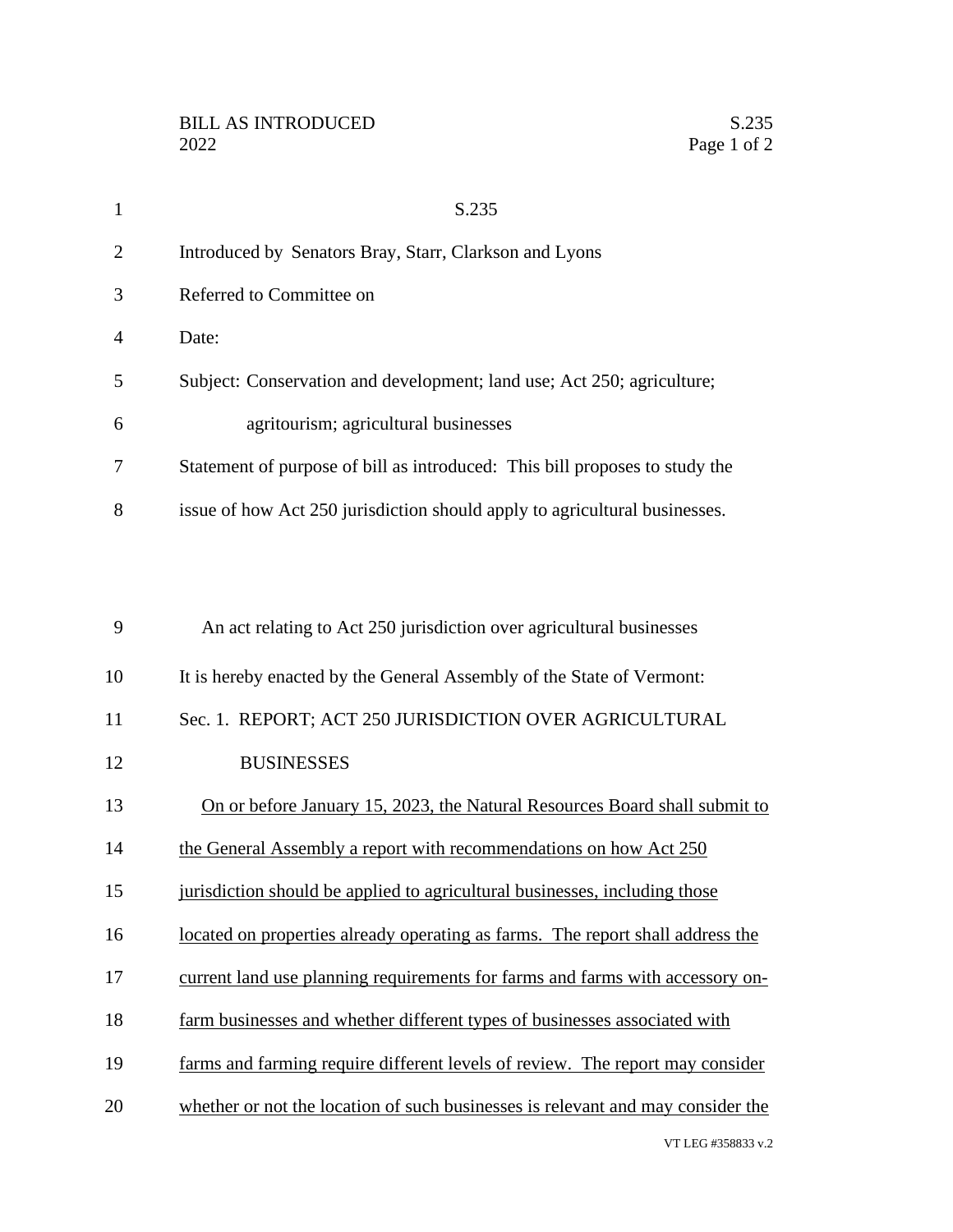# S.235

Introduced by Senators Bray, Starr, Clarkson and Lyons

Referred to Committee on

Date:

Subject: Conservation and development; land use; Act 250; agriculture; agritourism; agricultural businesses

Statement of purpose of bill as introduced: This bill proposes to study the issue of how Act 250 jurisdiction should apply to agricultural businesses.

An act relating to Act 250 jurisdiction over agricultural businesses

It is hereby enacted by the General Assembly of the State of Vermont:

## Sec. 1. REPORT; ACT 250 JURISDICTION OVER AGRICULTURAL BUSINESSES

On or before January 15, 2023, the Natural Resources Board shall submit to the General Assembly a report with recommendations on how Act 250 jurisdiction should be applied to agricultural businesses, including those located on properties already operating as farms. The report shall address the current land use planning requirements for farms and farms with accessory on-farm businesses and whether different types of businesses associated with farms and farming require different levels of review. The report may consider whether or not the location of such businesses is relevant and may consider the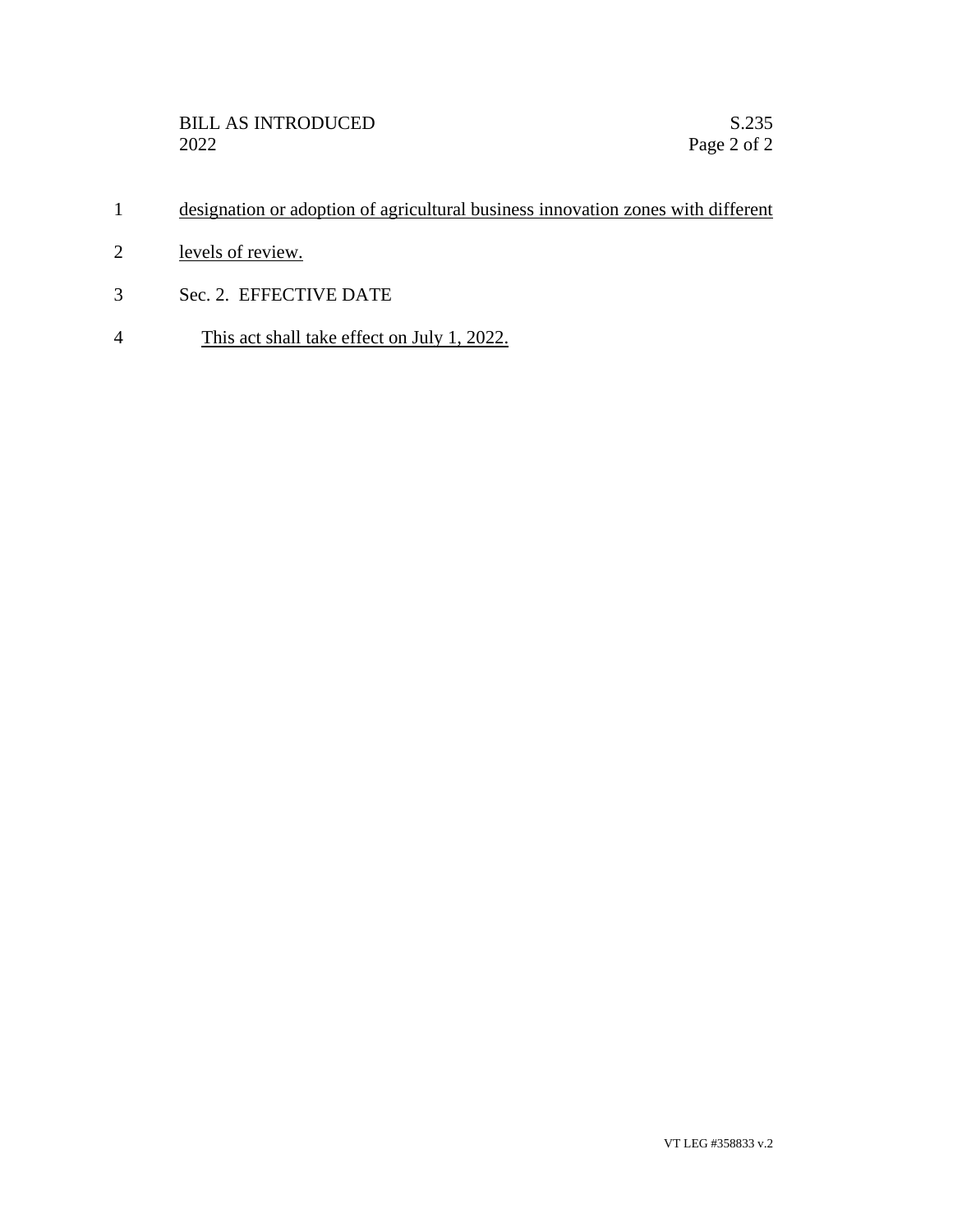designation or adoption of agricultural business innovation zones with different levels of review.

Sec. 2. EFFECTIVE DATE

This act shall take effect on July 1, 2022.